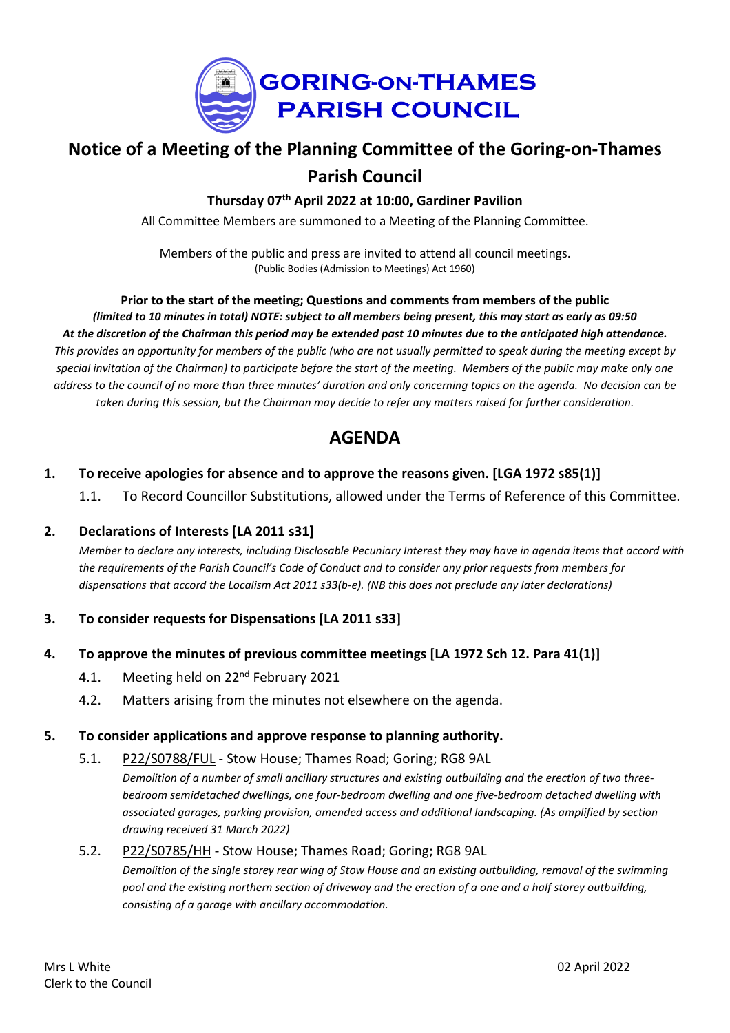# GORING-ON-THAMES PARISH COUNCIL

## Notice of a Meeting of the Planning Committee of the Goring-on-Thames Parish Council

**Thursday 07th April 2022 at 10:00, Gardiner Pavilion**

All Committee Members are summoned to a Meeting of the Planning Committee.

Members of the public and press are invited to attend all council meetings.
(Public Bodies (Admission to Meetings) Act 1960)

**Prior to the start of the meeting; Questions and comments from members of the public**
***(limited to 10 minutes in total) NOTE: subject to all members being present, this may start as early as 09:50***
***At the discretion of the Chairman this period may be extended past 10 minutes due to the anticipated high attendance.***
*This provides an opportunity for members of the public (who are not usually permitted to speak during the meeting except by special invitation of the Chairman) to participate before the start of the meeting. Members of the public may make only one address to the council of no more than three minutes' duration and only concerning topics on the agenda. No decision can be taken during this session, but the Chairman may decide to refer any matters raised for further consideration.*

## AGENDA

**1. To receive apologies for absence and to approve the reasons given. [LGA 1972 s85(1)]**

1.1. To Record Councillor Substitutions, allowed under the Terms of Reference of this Committee.

**2. Declarations of Interests [LA 2011 s31]**

*Member to declare any interests, including Disclosable Pecuniary Interest they may have in agenda items that accord with the requirements of the Parish Council's Code of Conduct and to consider any prior requests from members for dispensations that accord the Localism Act 2011 s33(b-e). (NB this does not preclude any later declarations)*

**3. To consider requests for Dispensations [LA 2011 s33]**

**4. To approve the minutes of previous committee meetings [LA 1972 Sch 12. Para 41(1)]**

4.1. Meeting held on 22nd February 2021

4.2. Matters arising from the minutes not elsewhere on the agenda.

**5. To consider applications and approve response to planning authority.**

5.1. P22/S0788/FUL - Stow House; Thames Road; Goring; RG8 9AL
*Demolition of a number of small ancillary structures and existing outbuilding and the erection of two three-bedroom semidetached dwellings, one four-bedroom dwelling and one five-bedroom detached dwelling with associated garages, parking provision, amended access and additional landscaping. (As amplified by section drawing received 31 March 2022)*

5.2. P22/S0785/HH - Stow House; Thames Road; Goring; RG8 9AL
*Demolition of the single storey rear wing of Stow House and an existing outbuilding, removal of the swimming pool and the existing northern section of driveway and the erection of a one and a half storey outbuilding, consisting of a garage with ancillary accommodation.*

Mrs L White
Clerk to the Council

02 April 2022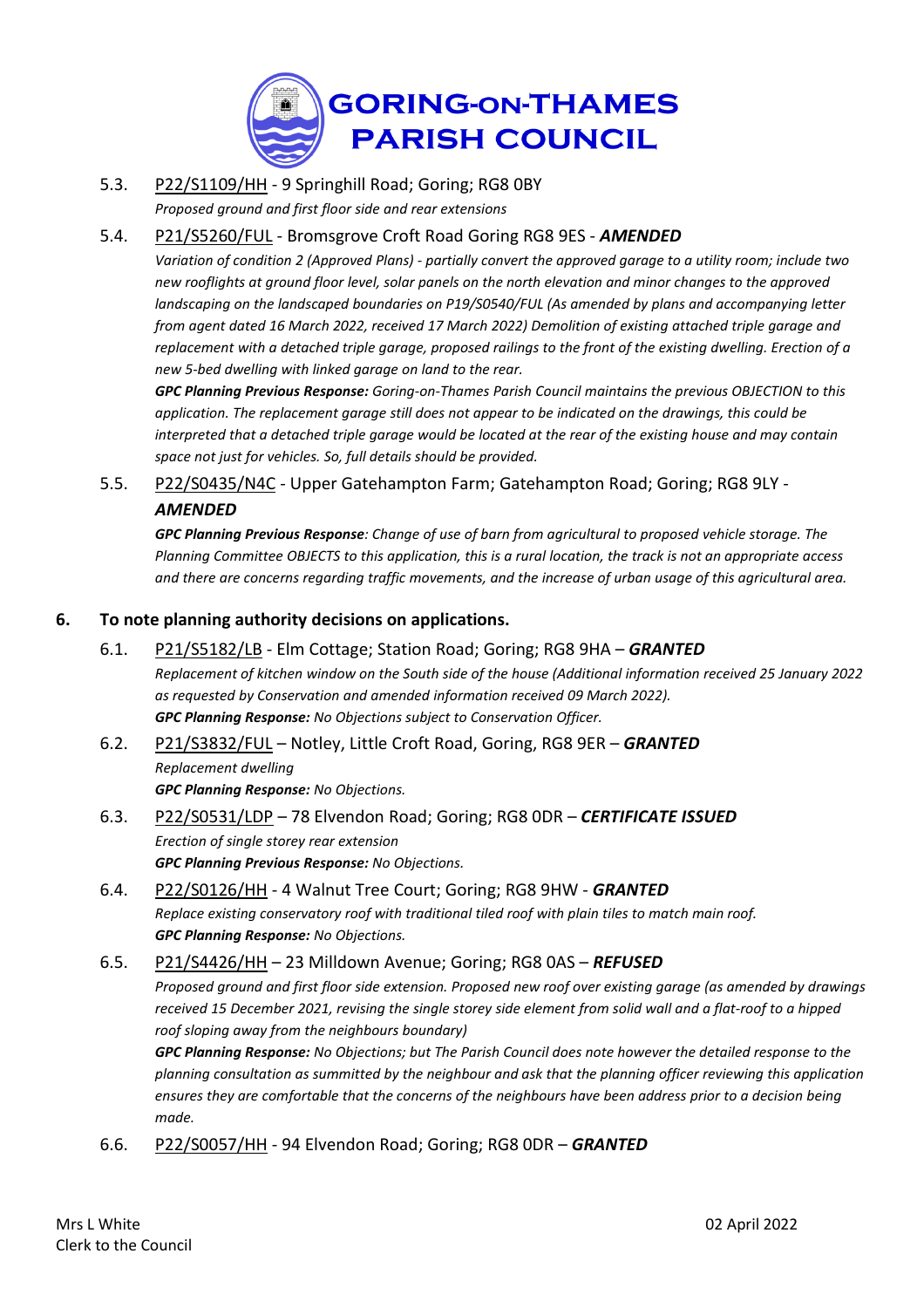5.3. P22/S1109/HH - 9 Springhill Road; Goring; RG8 0BY

*Proposed ground and first floor side and rear extensions*

5.4. P21/S5260/FUL - Bromsgrove Croft Road Goring RG8 9ES - ***AMENDED***

*Variation of condition 2 (Approved Plans) - partially convert the approved garage to a utility room; include two new rooflights at ground floor level, solar panels on the north elevation and minor changes to the approved landscaping on the landscaped boundaries on P19/S0540/FUL (As amended by plans and accompanying letter from agent dated 16 March 2022, received 17 March 2022) Demolition of existing attached triple garage and replacement with a detached triple garage, proposed railings to the front of the existing dwelling. Erection of a new 5-bed dwelling with linked garage on land to the rear.*

***GPC Planning Previous Response:*** *Goring-on-Thames Parish Council maintains the previous OBJECTION to this application. The replacement garage still does not appear to be indicated on the drawings, this could be interpreted that a detached triple garage would be located at the rear of the existing house and may contain space not just for vehicles. So, full details should be provided.*

5.5. P22/S0435/N4C - Upper Gatehampton Farm; Gatehampton Road; Goring; RG8 9LY - ***AMENDED***

***GPC Planning Previous Response****: Change of use of barn from agricultural to proposed vehicle storage. The Planning Committee OBJECTS to this application, this is a rural location, the track is not an appropriate access and there are concerns regarding traffic movements, and the increase of urban usage of this agricultural area.*

## 6. To note planning authority decisions on applications.

6.1. P21/S5182/LB - Elm Cottage; Station Road; Goring; RG8 9HA – ***GRANTED***

*Replacement of kitchen window on the South side of the house (Additional information received 25 January 2022 as requested by Conservation and amended information received 09 March 2022).*

***GPC Planning Response:*** *No Objections subject to Conservation Officer.*

6.2. P21/S3832/FUL – Notley, Little Croft Road, Goring, RG8 9ER – ***GRANTED***

*Replacement dwelling*

***GPC Planning Response:*** *No Objections.*

6.3. P22/S0531/LDP – 78 Elvendon Road; Goring; RG8 0DR – ***CERTIFICATE ISSUED***

*Erection of single storey rear extension*

***GPC Planning Previous Response:*** *No Objections.*

6.4. P22/S0126/HH - 4 Walnut Tree Court; Goring; RG8 9HW - ***GRANTED***

*Replace existing conservatory roof with traditional tiled roof with plain tiles to match main roof.*

***GPC Planning Response:*** *No Objections.*

6.5. P21/S4426/HH – 23 Milldown Avenue; Goring; RG8 0AS – ***REFUSED***

*Proposed ground and first floor side extension. Proposed new roof over existing garage (as amended by drawings received 15 December 2021, revising the single storey side element from solid wall and a flat-roof to a hipped roof sloping away from the neighbours boundary)*

***GPC Planning Response:*** *No Objections; but The Parish Council does note however the detailed response to the planning consultation as summitted by the neighbour and ask that the planning officer reviewing this application ensures they are comfortable that the concerns of the neighbours have been address prior to a decision being made.*

6.6. P22/S0057/HH - 94 Elvendon Road; Goring; RG8 0DR – ***GRANTED***

Mrs L White
Clerk to the Council

02 April 2022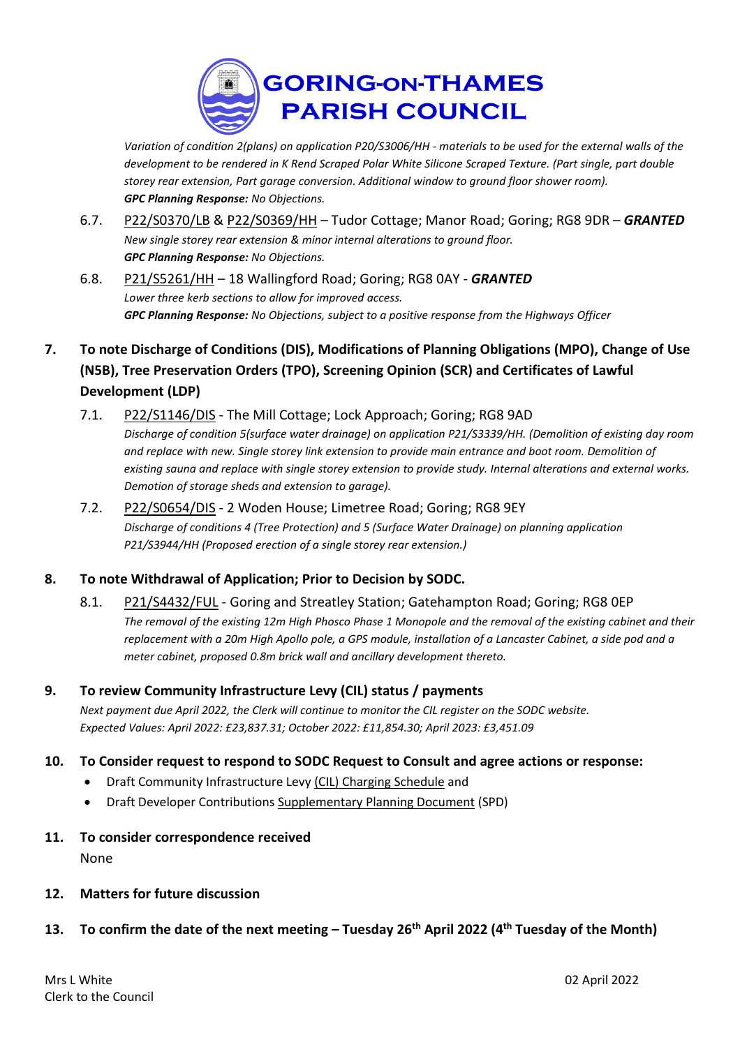*Variation of condition 2(plans) on application P20/S3006/HH - materials to be used for the external walls of the development to be rendered in K Rend Scraped Polar White Silicone Scraped Texture. (Part single, part double storey rear extension, Part garage conversion. Additional window to ground floor shower room).*
***GPC Planning Response:*** *No Objections.*

6.7. P22/S0370/LB & P22/S0369/HH – Tudor Cottage; Manor Road; Goring; RG8 9DR – ***GRANTED***
*New single storey rear extension & minor internal alterations to ground floor.*
***GPC Planning Response:*** *No Objections.*

6.8. P21/S5261/HH – 18 Wallingford Road; Goring; RG8 0AY - ***GRANTED***
*Lower three kerb sections to allow for improved access.*
***GPC Planning Response:*** *No Objections, subject to a positive response from the Highways Officer*

## 7. To note Discharge of Conditions (DIS), Modifications of Planning Obligations (MPO), Change of Use (N5B), Tree Preservation Orders (TPO), Screening Opinion (SCR) and Certificates of Lawful Development (LDP)

7.1. P22/S1146/DIS - The Mill Cottage; Lock Approach; Goring; RG8 9AD
*Discharge of condition 5(surface water drainage) on application P21/S3339/HH. (Demolition of existing day room and replace with new. Single storey link extension to provide main entrance and boot room. Demolition of existing sauna and replace with single storey extension to provide study. Internal alterations and external works. Demotion of storage sheds and extension to garage).*

7.2. P22/S0654/DIS - 2 Woden House; Limetree Road; Goring; RG8 9EY
*Discharge of conditions 4 (Tree Protection) and 5 (Surface Water Drainage) on planning application P21/S3944/HH (Proposed erection of a single storey rear extension.)*

## 8. To note Withdrawal of Application; Prior to Decision by SODC.

8.1. P21/S4432/FUL - Goring and Streatley Station; Gatehampton Road; Goring; RG8 0EP
*The removal of the existing 12m High Phosco Phase 1 Monopole and the removal of the existing cabinet and their replacement with a 20m High Apollo pole, a GPS module, installation of a Lancaster Cabinet, a side pod and a meter cabinet, proposed 0.8m brick wall and ancillary development thereto.*

## 9. To review Community Infrastructure Levy (CIL) status / payments

*Next payment due April 2022, the Clerk will continue to monitor the CIL register on the SODC website.*
*Expected Values: April 2022: £23,837.31; October 2022: £11,854.30; April 2023: £3,451.09*

## 10. To Consider request to respond to SODC Request to Consult and agree actions or response:

- Draft Community Infrastructure Levy (CIL) Charging Schedule and
- Draft Developer Contributions Supplementary Planning Document (SPD)

## 11. To consider correspondence received

None

## 12. Matters for future discussion

## 13. To confirm the date of the next meeting – Tuesday 26th April 2022 (4th Tuesday of the Month)

Mrs L White
Clerk to the Council

02 April 2022